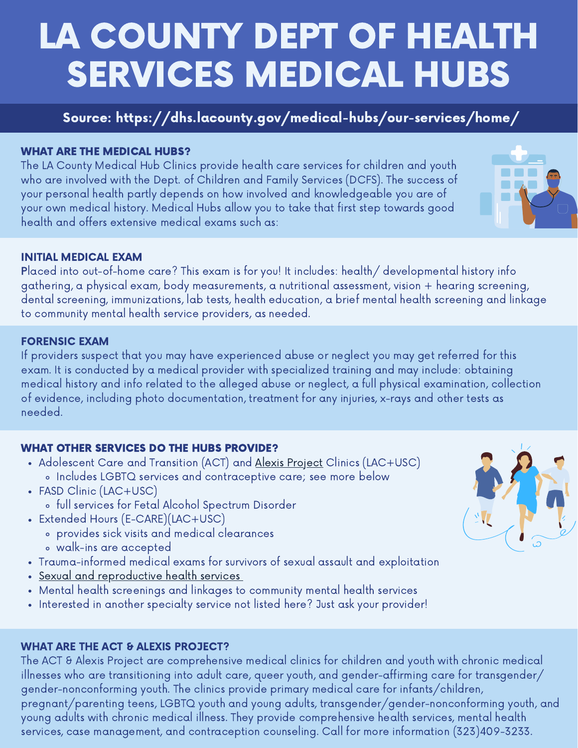# LA COUNTY DEPT OF HEALTH SERVICES MEDICAL HUBS

**Source: https://dhs.lacounty.gov/medical-hubs/our-services/home/**

## WHAT ARE THE MEDICAL HUBS?

The LA County Medical Hub Clinics provide health care services for children and youth who are involved with the Dept. of Children and Family Services (DCFS). The success of your personal health partly depends on how involved and knowledgeable you are of your own medical history. Medical Hubs allow you to take that first step towards good health and offers extensive medical exams such as:

## INITIAL MEDICAL EXAM

Placed into out-of-home care? This exam is for you! It includes: health/ developmental history info gathering, a physical exam, body measurements, a nutritional assessment, vision + hearing screening, dental screening, immunizations, lab tests, health education, a brief mental health screening and linkage to community mental health service providers, as needed.

## FORENSIC EXAM

If providers suspect that you may have experienced abuse or neglect you may get referred for this exam. It is conducted by a medical provider with specialized training and may include: obtaining medical history and info related to the alleged abuse or neglect, a full physical examination, collection of evidence, including photo documentation, treatment for any injuries, x-rays and other tests as needed.

## WHAT OTHER SERVICES DO THE HUBS PROVIDE?

- Adolescent Care and Transition (ACT) and Alexis Project Clinics (LAC+USC)
  - Includes LGBTQ services and contraceptive care; see more below
- FASD Clinic (LAC+USC)
  - full services for Fetal Alcohol Spectrum Disorder
- Extended Hours (E-CARE)(LAC+USC)
  - provides sick visits and medical clearances
  - walk-ins are accepted
- Trauma-informed medical exams for survivors of sexual assault and exploitation
- Sexual and reproductive health services
- Mental health screenings and linkages to community mental health services
- Interested in another specialty service not listed here? Just ask your provider!

## WHAT ARE THE ACT & ALEXIS PROJECT?

The ACT & Alexis Project are comprehensive medical clinics for children and youth with chronic medical illnesses who are transitioning into adult care, queer youth, and gender-affirming care for transgender/ gender-nonconforming youth. The clinics provide primary medical care for infants/children, pregnant/parenting teens, LGBTQ youth and young adults, transgender/gender-nonconforming youth, and young adults with chronic medical illness. They provide comprehensive health services, mental health services, case management, and contraception counseling. Call for more information (323)409-3233.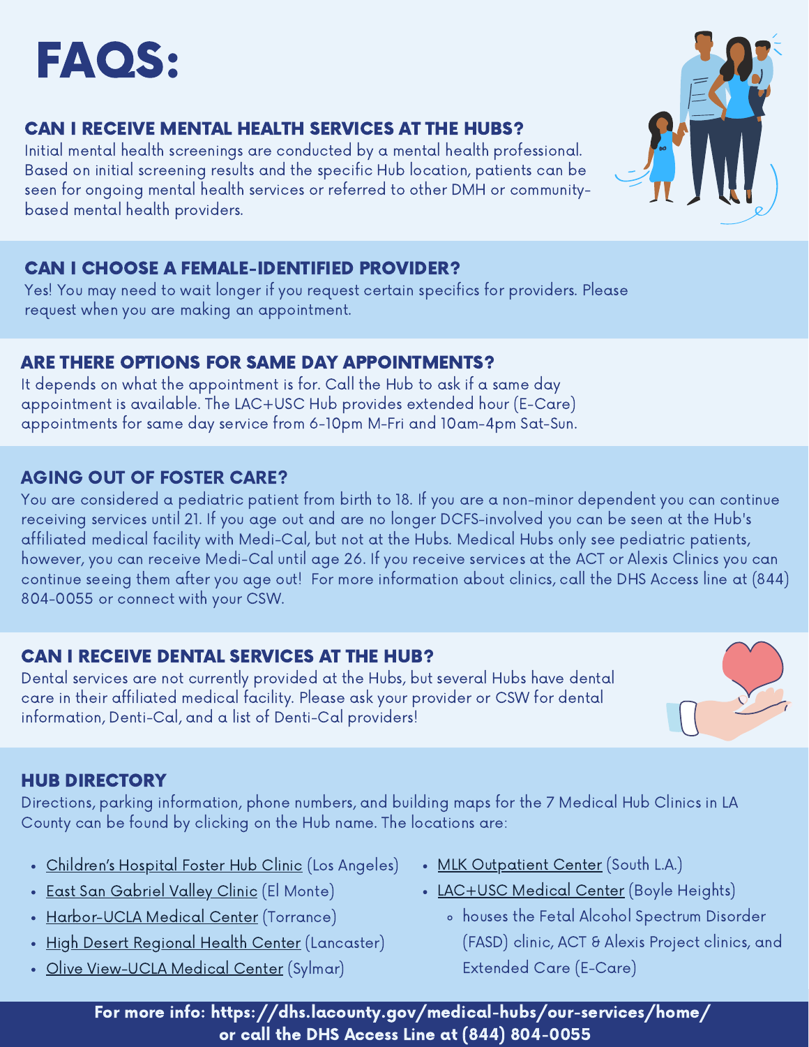# FAQS:

### CAN I RECEIVE MENTAL HEALTH SERVICES AT THE HUBS?

Initial mental health screenings are conducted by a mental health professional. Based on initial screening results and the specific Hub location, patients can be seen for ongoing mental health services or referred to other DMH or community-based mental health providers.

### CAN I CHOOSE A FEMALE-IDENTIFIED PROVIDER?

Yes! You may need to wait longer if you request certain specifics for providers. Please request when you are making an appointment.

### ARE THERE OPTIONS FOR SAME DAY APPOINTMENTS?

It depends on what the appointment is for. Call the Hub to ask if a same day appointment is available. The LAC+USC Hub provides extended hour (E-Care) appointments for same day service from 6-10pm M-Fri and 10am-4pm Sat-Sun.

### AGING OUT OF FOSTER CARE?

You are considered a pediatric patient from birth to 18. If you are a non-minor dependent you can continue receiving services until 21. If you age out and are no longer DCFS-involved you can be seen at the Hub's affiliated medical facility with Medi-Cal, but not at the Hubs. Medical Hubs only see pediatric patients, however, you can receive Medi-Cal until age 26. If you receive services at the ACT or Alexis Clinics you can continue seeing them after you age out! For more information about clinics, call the DHS Access line at (844) 804-0055 or connect with your CSW.

### CAN I RECEIVE DENTAL SERVICES AT THE HUB?

Dental services are not currently provided at the Hubs, but several Hubs have dental care in their affiliated medical facility. Please ask your provider or CSW for dental information, Denti-Cal, and a list of Denti-Cal providers!

### HUB DIRECTORY

Directions, parking information, phone numbers, and building maps for the 7 Medical Hub Clinics in LA County can be found by clicking on the Hub name. The locations are:

- Children's Hospital Foster Hub Clinic (Los Angeles)
- East San Gabriel Valley Clinic (El Monte)
- Harbor-UCLA Medical Center (Torrance)
- High Desert Regional Health Center (Lancaster)
- Olive View-UCLA Medical Center (Sylmar)
- MLK Outpatient Center (South L.A.)
- LAC+USC Medical Center (Boyle Heights)
  - houses the Fetal Alcohol Spectrum Disorder (FASD) clinic, ACT & Alexis Project clinics, and Extended Care (E-Care)

**For more info: https://dhs.lacounty.gov/medical-hubs/our-services/home/ or call the DHS Access Line at (844) 804-0055**